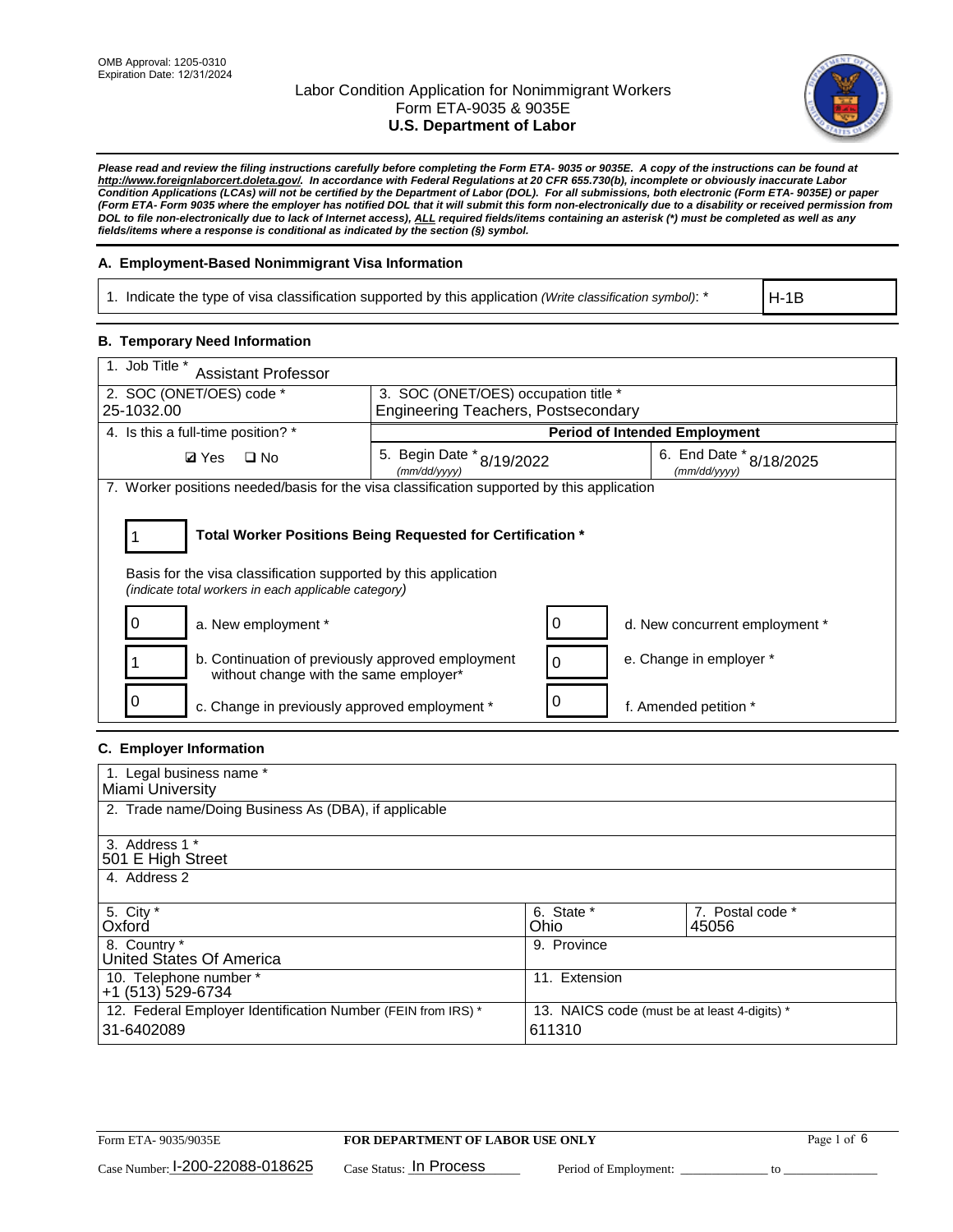OMB Approval: 1205-0310
Expiration Date: 12/31/2024

# Labor Condition Application for Nonimmigrant Workers
## Form ETA-9035 & 9035E
## U.S. Department of Labor

***Please read and review the filing instructions carefully before completing the Form ETA- 9035 or 9035E. A copy of the instructions can be found at http://www.foreignlaborcert.doleta.gov/. In accordance with Federal Regulations at 20 CFR 655.730(b), incomplete or obviously inaccurate Labor Condition Applications (LCAs) will not be certified by the Department of Labor (DOL). For all submissions, both electronic (Form ETA- 9035E) or paper (Form ETA- Form 9035 where the employer has notified DOL that it will submit this form non-electronically due to a disability or received permission from DOL to file non-electronically due to lack of Internet access), ALL required fields/items containing an asterisk (*) must be completed as well as any fields/items where a response is conditional as indicated by the section (§) symbol.***

### A. Employment-Based Nonimmigrant Visa Information

| 1. Indicate the type of visa classification supported by this application *(Write classification symbol)*: * | H-1B |
|---|---|

### B. Temporary Need Information

| 1. Job Title * Assistant Professor | | |
|---|---|---|
| 2. SOC (ONET/OES) code * 25-1032.00 | 3. SOC (ONET/OES) occupation title * Engineering Teachers, Postsecondary | |
| 4. Is this a full-time position? * | **Period of Intended Employment** | |
| ☑ Yes ☐ No | 5. Begin Date * *(mm/dd/yyyy)* 8/19/2022 | 6. End Date * *(mm/dd/yyyy)* 8/18/2025 |

7. Worker positions needed/basis for the visa classification supported by this application

| 1 | **Total Worker Positions Being Requested for Certification *** |
|---|---|

Basis for the visa classification supported by this application
*(indicate total workers in each applicable category)*

| | | | |
|---|---|---|---|
| 0 | a. New employment * | 0 | d. New concurrent employment * |
| 1 | b. Continuation of previously approved employment without change with the same employer* | 0 | e. Change in employer * |
| 0 | c. Change in previously approved employment * | 0 | f. Amended petition * |

### C. Employer Information

| | | |
|---|---|---|
| 1. Legal business name * Miami University | | |
| 2. Trade name/Doing Business As (DBA), if applicable | | |
| 3. Address 1 * 501 E High Street | | |
| 4. Address 2 | | |
| 5. City * Oxford | 6. State * Ohio | 7. Postal code * 45056 |
| 8. Country * United States Of America | 9. Province | |
| 10. Telephone number * +1 (513) 529-6734 | 11. Extension | |
| 12. Federal Employer Identification Number (FEIN from IRS) * 31-6402089 | 13. NAICS code (must be at least 4-digits) * 611310 | |

Form ETA- 9035/9035E — **FOR DEPARTMENT OF LABOR USE ONLY**

Case Number: I-200-22088-018625 Case Status: In Process Period of Employment: ______________ to ______________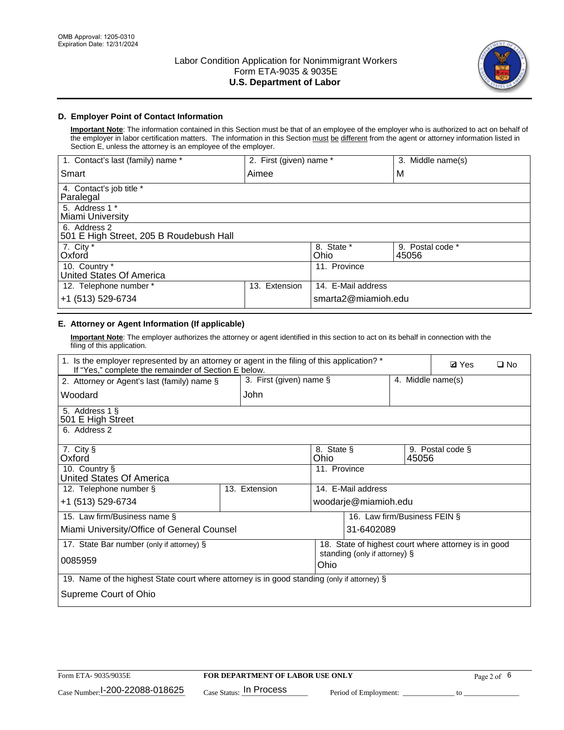OMB Approval: 1205-0310
Expiration Date: 12/31/2024

# Labor Condition Application for Nonimmigrant Workers
## Form ETA-9035 & 9035E
## U.S. Department of Labor

### D. Employer Point of Contact Information

**Important Note**: The information contained in this Section must be that of an employee of the employer who is authorized to act on behalf of the employer in labor certification matters. The information in this Section must be different from the agent or attorney information listed in Section E, unless the attorney is an employee of the employer.

| 1. Contact's last (family) name * | 2. First (given) name * | 3. Middle name(s) |
|---|---|---|
| Smart | Aimee | M |
| 4. Contact's job title * Paralegal | | |
| 5. Address 1 * Miami University | | |
| 6. Address 2 501 E High Street, 205 B Roudebush Hall | | |
| 7. City * Oxford | 8. State * Ohio | 9. Postal code * 45056 |
| 10. Country * United States Of America | 11. Province | |
| 12. Telephone number * +1 (513) 529-6734 | 13. Extension | 14. E-Mail address smarta2@miamioh.edu |

### E. Attorney or Agent Information (If applicable)

**Important Note**: The employer authorizes the attorney or agent identified in this section to act on its behalf in connection with the filing of this application.

| 1. Is the employer represented by an attorney or agent in the filing of this application? * If "Yes," complete the remainder of Section E below. | | ☑ Yes ☐ No |
|---|---|---|
| 2. Attorney or Agent's last (family) name § Woodard | 3. First (given) name § John | 4. Middle name(s) |
| 5. Address 1 § 501 E High Street | | |
| 6. Address 2 | | |
| 7. City § Oxford | 8. State § Ohio | 9. Postal code § 45056 |
| 10. Country § United States Of America | 11. Province | |
| 12. Telephone number § +1 (513) 529-6734 | 13. Extension | 14. E-Mail address woodarje@miamioh.edu |
| 15. Law firm/Business name § Miami University/Office of General Counsel | | 16. Law firm/Business FEIN § 31-6402089 |
| 17. State Bar number (only if attorney) § 0085959 | | 18. State of highest court where attorney is in good standing (only if attorney) § Ohio |
| 19. Name of the highest State court where attorney is in good standing (only if attorney) § Supreme Court of Ohio | | |

Form ETA- 9035/9035E | **FOR DEPARTMENT OF LABOR USE ONLY**
Case Number: I-200-22088-018625 Case Status: In Process Period of Employment: _____________ to _______________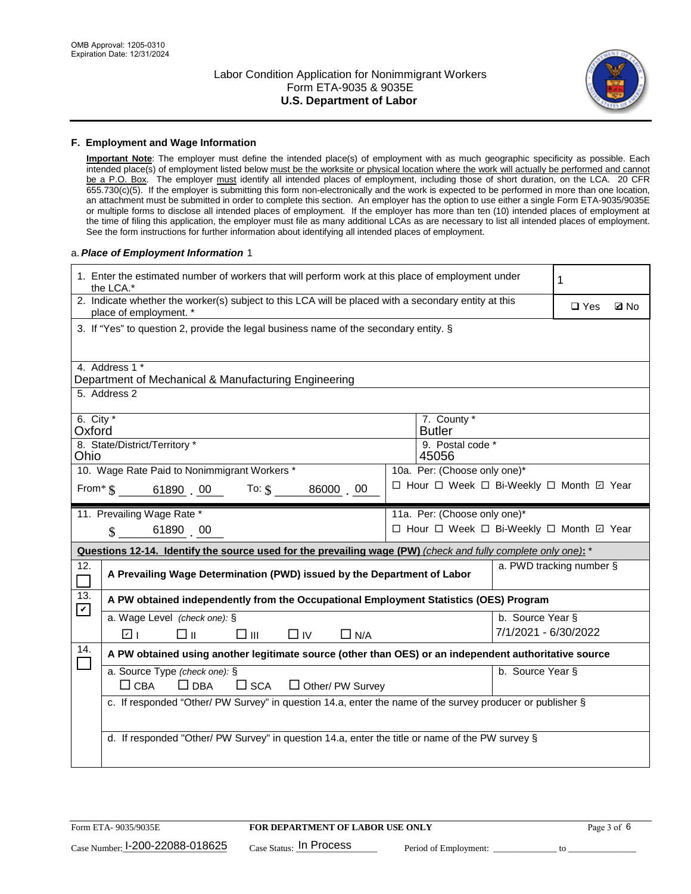OMB Approval: 1205-0310
Expiration Date: 12/31/2024

# Labor Condition Application for Nonimmigrant Workers
## Form ETA-9035 & 9035E
## U.S. Department of Labor

### F. Employment and Wage Information

**Important Note**: The employer must define the intended place(s) of employment with as much geographic specificity as possible. Each intended place(s) of employment listed below must be the worksite or physical location where the work will actually be performed and cannot be a P.O. Box. The employer must identify all intended places of employment, including those of short duration, on the LCA. 20 CFR 655.730(c)(5). If the employer is submitting this form non-electronically and the work is expected to be performed in more than one location, an attachment must be submitted in order to complete this section. An employer has the option to use either a single Form ETA-9035/9035E or multiple forms to disclose all intended places of employment. If the employer has more than ten (10) intended places of employment at the time of filing this application, the employer must file as many additional LCAs as are necessary to list all intended places of employment. See the form instructions for further information about identifying all intended places of employment.

a. ***Place of Employment Information*** 1

| | |
|---|---|
| 1. Enter the estimated number of workers that will perform work at this place of employment under the LCA.* | 1 |
| 2. Indicate whether the worker(s) subject to this LCA will be placed with a secondary entity at this place of employment. * | ☐ Yes ☑ No |
| 3. If "Yes" to question 2, provide the legal business name of the secondary entity. § | |
| 4. Address 1 * Department of Mechanical & Manufacturing Engineering | |
| 5. Address 2 | |
| 6. City * Oxford | 7. County * Butler |
| 8. State/District/Territory * Ohio | 9. Postal code * 45056 |
| 10. Wage Rate Paid to Nonimmigrant Workers * From* $ 61890 . 00 To: $ 86000 . 00 | 10a. Per: (Choose only one)* ☐ Hour ☐ Week ☐ Bi-Weekly ☐ Month ☑ Year |
| 11. Prevailing Wage Rate * $ 61890 . 00 | 11a. Per: (Choose only one)* ☐ Hour ☐ Week ☐ Bi-Weekly ☐ Month ☑ Year |

**Questions 12-14. Identify the source used for the prevailing wage (PW)** *(check and fully complete only one)*: *

| | | |
|---|---|---|
| 12. ☐ | **A Prevailing Wage Determination (PWD) issued by the Department of Labor** | a. PWD tracking number § |
| 13. ☑ | **A PW obtained independently from the Occupational Employment Statistics (OES) Program** | |
| | a. Wage Level *(check one)*: § ☑ I ☐ II ☐ III ☐ IV ☐ N/A | b. Source Year § 7/1/2021 - 6/30/2022 |
| 14. ☐ | **A PW obtained using another legitimate source (other than OES) or an independent authoritative source** | |
| | a. Source Type *(check one)*: § ☐ CBA ☐ DBA ☐ SCA ☐ Other/ PW Survey | b. Source Year § |
| | c. If responded "Other/ PW Survey" in question 14.a, enter the name of the survey producer or publisher § | |
| | d. If responded "Other/ PW Survey" in question 14.a, enter the title or name of the PW survey § | |

Form ETA- 9035/9035E | FOR DEPARTMENT OF LABOR USE ONLY

Case Number: I-200-22088-018625 Case Status: In Process Period of Employment: _____________ to _____________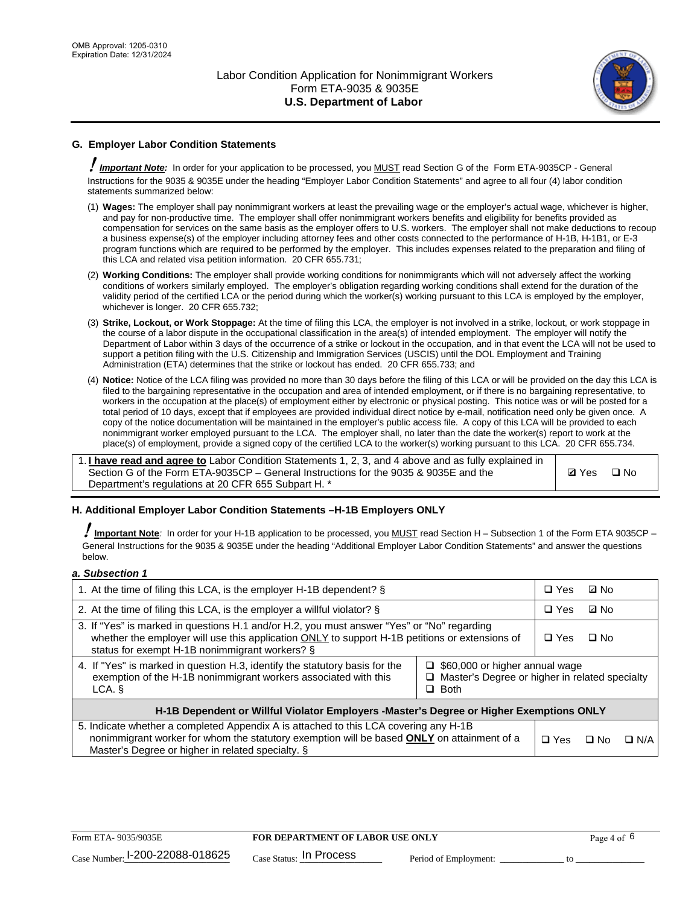## G. Employer Labor Condition Statements

***Important Note:*** In order for your application to be processed, you MUST read Section G of the Form ETA-9035CP - General Instructions for the 9035 & 9035E under the heading "Employer Labor Condition Statements" and agree to all four (4) labor condition statements summarized below:

(1) **Wages:** The employer shall pay nonimmigrant workers at least the prevailing wage or the employer's actual wage, whichever is higher, and pay for non-productive time. The employer shall offer nonimmigrant workers benefits and eligibility for benefits provided as compensation for services on the same basis as the employer offers to U.S. workers. The employer shall not make deductions to recoup a business expense(s) of the employer including attorney fees and other costs connected to the performance of H-1B, H-1B1, or E-3 program functions which are required to be performed by the employer. This includes expenses related to the preparation and filing of this LCA and related visa petition information. 20 CFR 655.731;

(2) **Working Conditions:** The employer shall provide working conditions for nonimmigrants which will not adversely affect the working conditions of workers similarly employed. The employer's obligation regarding working conditions shall extend for the duration of the validity period of the certified LCA or the period during which the worker(s) working pursuant to this LCA is employed by the employer, whichever is longer. 20 CFR 655.732;

(3) **Strike, Lockout, or Work Stoppage:** At the time of filing this LCA, the employer is not involved in a strike, lockout, or work stoppage in the course of a labor dispute in the occupational classification in the area(s) of intended employment. The employer will notify the Department of Labor within 3 days of the occurrence of a strike or lockout in the occupation, and in that event the LCA will not be used to support a petition filing with the U.S. Citizenship and Immigration Services (USCIS) until the DOL Employment and Training Administration (ETA) determines that the strike or lockout has ended. 20 CFR 655.733; and

(4) **Notice:** Notice of the LCA filing was provided no more than 30 days before the filing of this LCA or will be provided on the day this LCA is filed to the bargaining representative in the occupation and area of intended employment, or if there is no bargaining representative, to workers in the occupation at the place(s) of employment either by electronic or physical posting. This notice was or will be posted for a total period of 10 days, except that if employees are provided individual direct notice by e-mail, notification need only be given once. A copy of the notice documentation will be maintained in the employer's public access file. A copy of this LCA will be provided to each nonimmigrant worker employed pursuant to the LCA. The employer shall, no later than the date the worker(s) report to work at the place(s) of employment, provide a signed copy of the certified LCA to the worker(s) working pursuant to this LCA. 20 CFR 655.734.

| | |
|---|---|
| 1. **I have read and agree to** Labor Condition Statements 1, 2, 3, and 4 above and as fully explained in Section G of the Form ETA-9035CP – General Instructions for the 9035 & 9035E and the Department's regulations at 20 CFR 655 Subpart H. * | ☑ Yes ☐ No |

## H. Additional Employer Labor Condition Statements –H-1B Employers ONLY

**Important Note***:* In order for your H-1B application to be processed, you MUST read Section H – Subsection 1 of the Form ETA 9035CP – General Instructions for the 9035 & 9035E under the heading "Additional Employer Labor Condition Statements" and answer the questions below.

***a. Subsection 1***

| | |
|---|---|
| 1. At the time of filing this LCA, is the employer H-1B dependent? § | ☐ Yes ☑ No |
| 2. At the time of filing this LCA, is the employer a willful violator? § | ☐ Yes ☑ No |
| 3. If "Yes" is marked in questions H.1 and/or H.2, you must answer "Yes" or "No" regarding whether the employer will use this application ONLY to support H-1B petitions or extensions of status for exempt H-1B nonimmigrant workers? § | ☐ Yes ☐ No |
| 4. If "Yes" is marked in question H.3, identify the statutory basis for the exemption of the H-1B nonimmigrant workers associated with this LCA. § | ☐ $60,000 or higher annual wage<br>☐ Master's Degree or higher in related specialty<br>☐ Both |
| **H-1B Dependent or Willful Violator Employers -Master's Degree or Higher Exemptions ONLY** | |
| 5. Indicate whether a completed Appendix A is attached to this LCA covering any H-1B nonimmigrant worker for whom the statutory exemption will be based **ONLY** on attainment of a Master's Degree or higher in related specialty. § | ☐ Yes ☐ No ☐ N/A |

Form ETA- 9035/9035E **FOR DEPARTMENT OF LABOR USE ONLY**

Case Number: I-200-22088-018625 Case Status: In Process Period of Employment: _____________ to _____________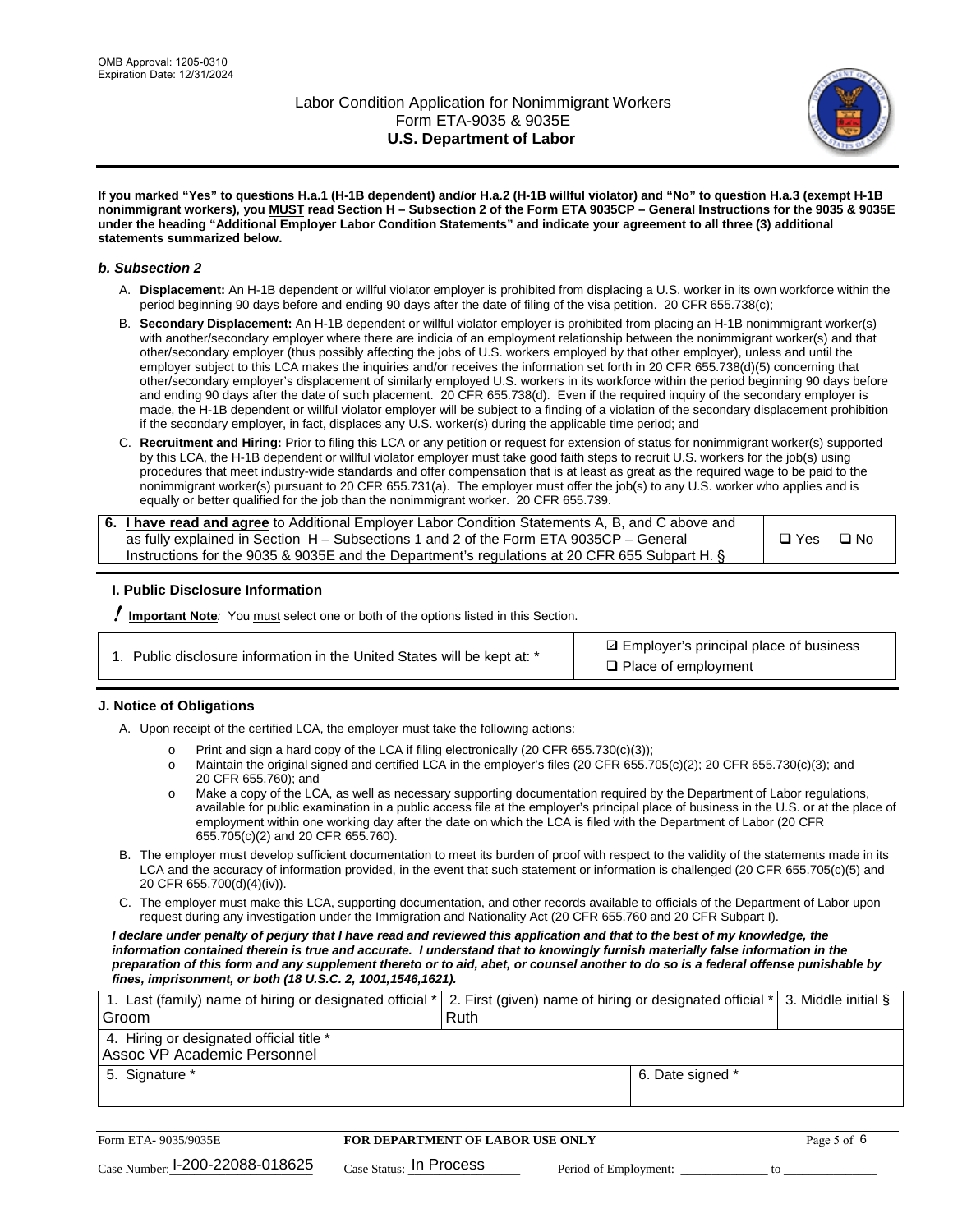**If you marked "Yes" to questions H.a.1 (H-1B dependent) and/or H.a.2 (H-1B willful violator) and "No" to question H.a.3 (exempt H-1B nonimmigrant workers), you MUST read Section H – Subsection 2 of the Form ETA 9035CP – General Instructions for the 9035 & 9035E under the heading "Additional Employer Labor Condition Statements" and indicate your agreement to all three (3) additional statements summarized below.**

### *b. Subsection 2*

A. **Displacement:** An H-1B dependent or willful violator employer is prohibited from displacing a U.S. worker in its own workforce within the period beginning 90 days before and ending 90 days after the date of filing of the visa petition. 20 CFR 655.738(c);

B. **Secondary Displacement:** An H-1B dependent or willful violator employer is prohibited from placing an H-1B nonimmigrant worker(s) with another/secondary employer where there are indicia of an employment relationship between the nonimmigrant worker(s) and that other/secondary employer (thus possibly affecting the jobs of U.S. workers employed by that other employer), unless and until the employer subject to this LCA makes the inquiries and/or receives the information set forth in 20 CFR 655.738(d)(5) concerning that other/secondary employer's displacement of similarly employed U.S. workers in its workforce within the period beginning 90 days before and ending 90 days after the date of such placement. 20 CFR 655.738(d). Even if the required inquiry of the secondary employer is made, the H-1B dependent or willful violator employer will be subject to a finding of a violation of the secondary displacement prohibition if the secondary employer, in fact, displaces any U.S. worker(s) during the applicable time period; and

C. **Recruitment and Hiring:** Prior to filing this LCA or any petition or request for extension of status for nonimmigrant worker(s) supported by this LCA, the H-1B dependent or willful violator employer must take good faith steps to recruit U.S. workers for the job(s) using procedures that meet industry-wide standards and offer compensation that is at least as great as the required wage to be paid to the nonimmigrant worker(s) pursuant to 20 CFR 655.731(a). The employer must offer the job(s) to any U.S. worker who applies and is equally or better qualified for the job than the nonimmigrant worker. 20 CFR 655.739.

| 6. **I have read and agree** to Additional Employer Labor Condition Statements A, B, and C above and as fully explained in Section H – Subsections 1 and 2 of the Form ETA 9035CP – General Instructions for the 9035 & 9035E and the Department's regulations at 20 CFR 655 Subpart H. § | ❑ Yes ❑ No |
|---|---|

### I. Public Disclosure Information

**! Important Note**: You must select one or both of the options listed in this Section.

| 1. Public disclosure information in the United States will be kept at: * | ☑ Employer's principal place of business<br>❑ Place of employment |
|---|---|

### J. Notice of Obligations

A. Upon receipt of the certified LCA, the employer must take the following actions:

- Print and sign a hard copy of the LCA if filing electronically (20 CFR 655.730(c)(3));
- Maintain the original signed and certified LCA in the employer's files (20 CFR 655.705(c)(2); 20 CFR 655.730(c)(3); and 20 CFR 655.760); and
- Make a copy of the LCA, as well as necessary supporting documentation required by the Department of Labor regulations, available for public examination in a public access file at the employer's principal place of business in the U.S. or at the place of employment within one working day after the date on which the LCA is filed with the Department of Labor (20 CFR 655.705(c)(2) and 20 CFR 655.760).

B. The employer must develop sufficient documentation to meet its burden of proof with respect to the validity of the statements made in its LCA and the accuracy of information provided, in the event that such statement or information is challenged (20 CFR 655.705(c)(5) and 20 CFR 655.700(d)(4)(iv)).

C. The employer must make this LCA, supporting documentation, and other records available to officials of the Department of Labor upon request during any investigation under the Immigration and Nationality Act (20 CFR 655.760 and 20 CFR Subpart I).

***I declare under penalty of perjury that I have read and reviewed this application and that to the best of my knowledge, the information contained therein is true and accurate. I understand that to knowingly furnish materially false information in the preparation of this form and any supplement thereto or to aid, abet, or counsel another to do so is a federal offense punishable by fines, imprisonment, or both (18 U.S.C. 2, 1001,1546,1621).***

| 1. Last (family) name of hiring or designated official *<br>Groom | 2. First (given) name of hiring or designated official *<br>Ruth | 3. Middle initial § |
|---|---|---|
| 4. Hiring or designated official title *<br>Assoc VP Academic Personnel | | |
| 5. Signature * | 6. Date signed * | |

| Form ETA- 9035/9035E | FOR DEPARTMENT OF LABOR USE ONLY | |
|---|---|---|
| Case Number: I-200-22088-018625 | Case Status: In Process | Period of Employment: _____________ to _____________ |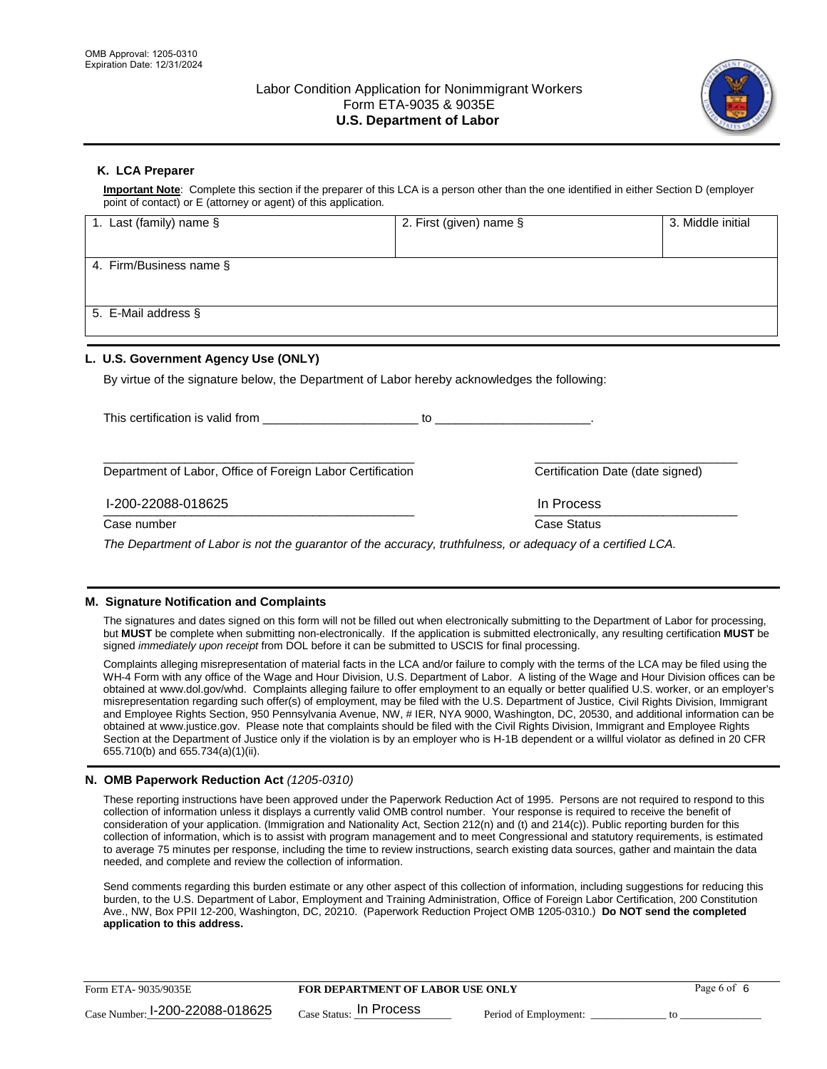## K. LCA Preparer

**Important Note**: Complete this section if the preparer of this LCA is a person other than the one identified in either Section D (employer point of contact) or E (attorney or agent) of this application.

| 1. Last (family) name § | 2. First (given) name § | 3. Middle initial |
|---|---|---|
| 4. Firm/Business name § | | |
| 5. E-Mail address § | | |

## L. U.S. Government Agency Use (ONLY)

By virtue of the signature below, the Department of Labor hereby acknowledges the following:

This certification is valid from ______________________ to ______________________.

Department of Labor, Office of Foreign Labor Certification

Certification Date (date signed)

I-200-22088-018625

Case number

In Process

Case Status

*The Department of Labor is not the guarantor of the accuracy, truthfulness, or adequacy of a certified LCA.*

## M. Signature Notification and Complaints

The signatures and dates signed on this form will not be filled out when electronically submitting to the Department of Labor for processing, but **MUST** be complete when submitting non-electronically. If the application is submitted electronically, any resulting certification **MUST** be signed *immediately upon receipt* from DOL before it can be submitted to USCIS for final processing.

Complaints alleging misrepresentation of material facts in the LCA and/or failure to comply with the terms of the LCA may be filed using the WH-4 Form with any office of the Wage and Hour Division, U.S. Department of Labor. A listing of the Wage and Hour Division offices can be obtained at www.dol.gov/whd. Complaints alleging failure to offer employment to an equally or better qualified U.S. worker, or an employer's misrepresentation regarding such offer(s) of employment, may be filed with the U.S. Department of Justice, Civil Rights Division, Immigrant and Employee Rights Section, 950 Pennsylvania Avenue, NW, # IER, NYA 9000, Washington, DC, 20530, and additional information can be obtained at www.justice.gov. Please note that complaints should be filed with the Civil Rights Division, Immigrant and Employee Rights Section at the Department of Justice only if the violation is by an employer who is H-1B dependent or a willful violator as defined in 20 CFR 655.710(b) and 655.734(a)(1)(ii).

## N. OMB Paperwork Reduction Act *(1205-0310)*

These reporting instructions have been approved under the Paperwork Reduction Act of 1995. Persons are not required to respond to this collection of information unless it displays a currently valid OMB control number. Your response is required to receive the benefit of consideration of your application. (Immigration and Nationality Act, Section 212(n) and (t) and 214(c)). Public reporting burden for this collection of information, which is to assist with program management and to meet Congressional and statutory requirements, is estimated to average 75 minutes per response, including the time to review instructions, search existing data sources, gather and maintain the data needed, and complete and review the collection of information.

Send comments regarding this burden estimate or any other aspect of this collection of information, including suggestions for reducing this burden, to the U.S. Department of Labor, Employment and Training Administration, Office of Foreign Labor Certification, 200 Constitution Ave., NW, Box PPII 12-200, Washington, DC, 20210. (Paperwork Reduction Project OMB 1205-0310.) **Do NOT send the completed application to this address.**